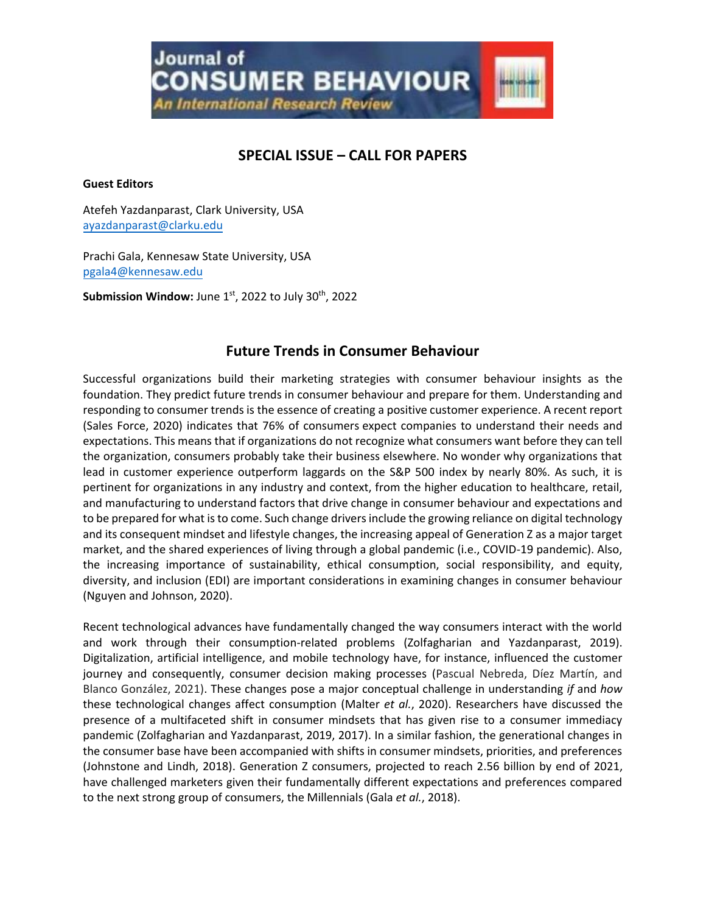# SPECIAL ISSUE – CALL FOR PAPERS

**Guest Editors**

Atefeh Yazdanparast, Clark University, USA
ayazdanparast@clarku.edu

Prachi Gala, Kennesaw State University, USA
pgala4@kennesaw.edu

**Submission Window:** June 1st, 2022 to July 30th, 2022

## Future Trends in Consumer Behaviour

Successful organizations build their marketing strategies with consumer behaviour insights as the foundation. They predict future trends in consumer behaviour and prepare for them. Understanding and responding to consumer trends is the essence of creating a positive customer experience. A recent report (Sales Force, 2020) indicates that 76% of consumers expect companies to understand their needs and expectations. This means that if organizations do not recognize what consumers want before they can tell the organization, consumers probably take their business elsewhere. No wonder why organizations that lead in customer experience outperform laggards on the S&P 500 index by nearly 80%. As such, it is pertinent for organizations in any industry and context, from the higher education to healthcare, retail, and manufacturing to understand factors that drive change in consumer behaviour and expectations and to be prepared for what is to come. Such change drivers include the growing reliance on digital technology and its consequent mindset and lifestyle changes, the increasing appeal of Generation Z as a major target market, and the shared experiences of living through a global pandemic (i.e., COVID-19 pandemic). Also, the increasing importance of sustainability, ethical consumption, social responsibility, and equity, diversity, and inclusion (EDI) are important considerations in examining changes in consumer behaviour (Nguyen and Johnson, 2020).

Recent technological advances have fundamentally changed the way consumers interact with the world and work through their consumption-related problems (Zolfagharian and Yazdanparast, 2019). Digitalization, artificial intelligence, and mobile technology have, for instance, influenced the customer journey and consequently, consumer decision making processes (Pascual Nebreda, Díez Martín, and Blanco González, 2021). These changes pose a major conceptual challenge in understanding *if* and *how* these technological changes affect consumption (Malter *et al.*, 2020). Researchers have discussed the presence of a multifaceted shift in consumer mindsets that has given rise to a consumer immediacy pandemic (Zolfagharian and Yazdanparast, 2019, 2017). In a similar fashion, the generational changes in the consumer base have been accompanied with shifts in consumer mindsets, priorities, and preferences (Johnstone and Lindh, 2018). Generation Z consumers, projected to reach 2.56 billion by end of 2021, have challenged marketers given their fundamentally different expectations and preferences compared to the next strong group of consumers, the Millennials (Gala *et al.*, 2018).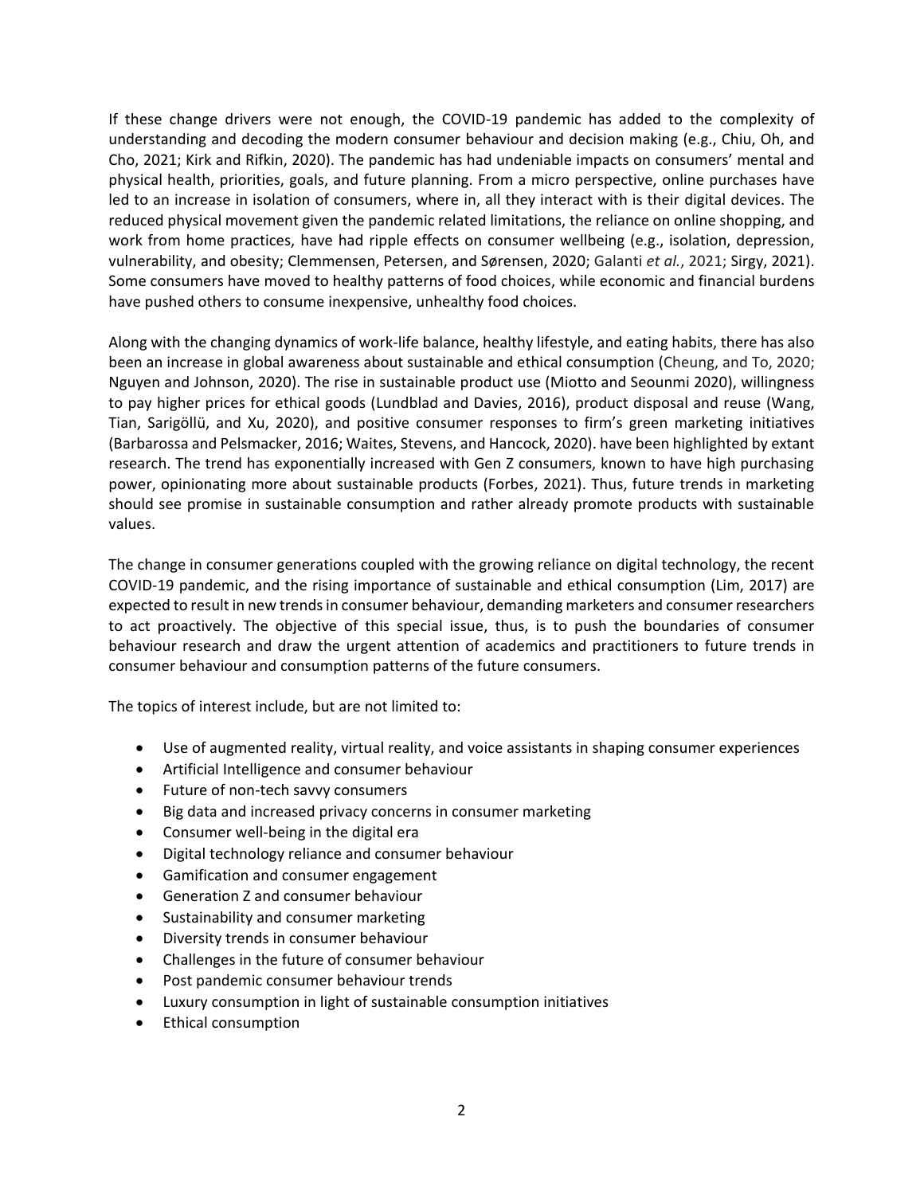If these change drivers were not enough, the COVID-19 pandemic has added to the complexity of understanding and decoding the modern consumer behaviour and decision making (e.g., Chiu, Oh, and Cho, 2021; Kirk and Rifkin, 2020). The pandemic has had undeniable impacts on consumers' mental and physical health, priorities, goals, and future planning. From a micro perspective, online purchases have led to an increase in isolation of consumers, where in, all they interact with is their digital devices. The reduced physical movement given the pandemic related limitations, the reliance on online shopping, and work from home practices, have had ripple effects on consumer wellbeing (e.g., isolation, depression, vulnerability, and obesity; Clemmensen, Petersen, and Sørensen, 2020; Galanti *et al.*, 2021; Sirgy, 2021). Some consumers have moved to healthy patterns of food choices, while economic and financial burdens have pushed others to consume inexpensive, unhealthy food choices.

Along with the changing dynamics of work-life balance, healthy lifestyle, and eating habits, there has also been an increase in global awareness about sustainable and ethical consumption (Cheung, and To, 2020; Nguyen and Johnson, 2020). The rise in sustainable product use (Miotto and Seounmi 2020), willingness to pay higher prices for ethical goods (Lundblad and Davies, 2016), product disposal and reuse (Wang, Tian, Sarigöllü, and Xu, 2020), and positive consumer responses to firm's green marketing initiatives (Barbarossa and Pelsmacker, 2016; Waites, Stevens, and Hancock, 2020). have been highlighted by extant research. The trend has exponentially increased with Gen Z consumers, known to have high purchasing power, opinionating more about sustainable products (Forbes, 2021). Thus, future trends in marketing should see promise in sustainable consumption and rather already promote products with sustainable values.

The change in consumer generations coupled with the growing reliance on digital technology, the recent COVID-19 pandemic, and the rising importance of sustainable and ethical consumption (Lim, 2017) are expected to result in new trends in consumer behaviour, demanding marketers and consumer researchers to act proactively. The objective of this special issue, thus, is to push the boundaries of consumer behaviour research and draw the urgent attention of academics and practitioners to future trends in consumer behaviour and consumption patterns of the future consumers.

The topics of interest include, but are not limited to:

- Use of augmented reality, virtual reality, and voice assistants in shaping consumer experiences
- Artificial Intelligence and consumer behaviour
- Future of non-tech savvy consumers
- Big data and increased privacy concerns in consumer marketing
- Consumer well-being in the digital era
- Digital technology reliance and consumer behaviour
- Gamification and consumer engagement
- Generation Z and consumer behaviour
- Sustainability and consumer marketing
- Diversity trends in consumer behaviour
- Challenges in the future of consumer behaviour
- Post pandemic consumer behaviour trends
- Luxury consumption in light of sustainable consumption initiatives
- Ethical consumption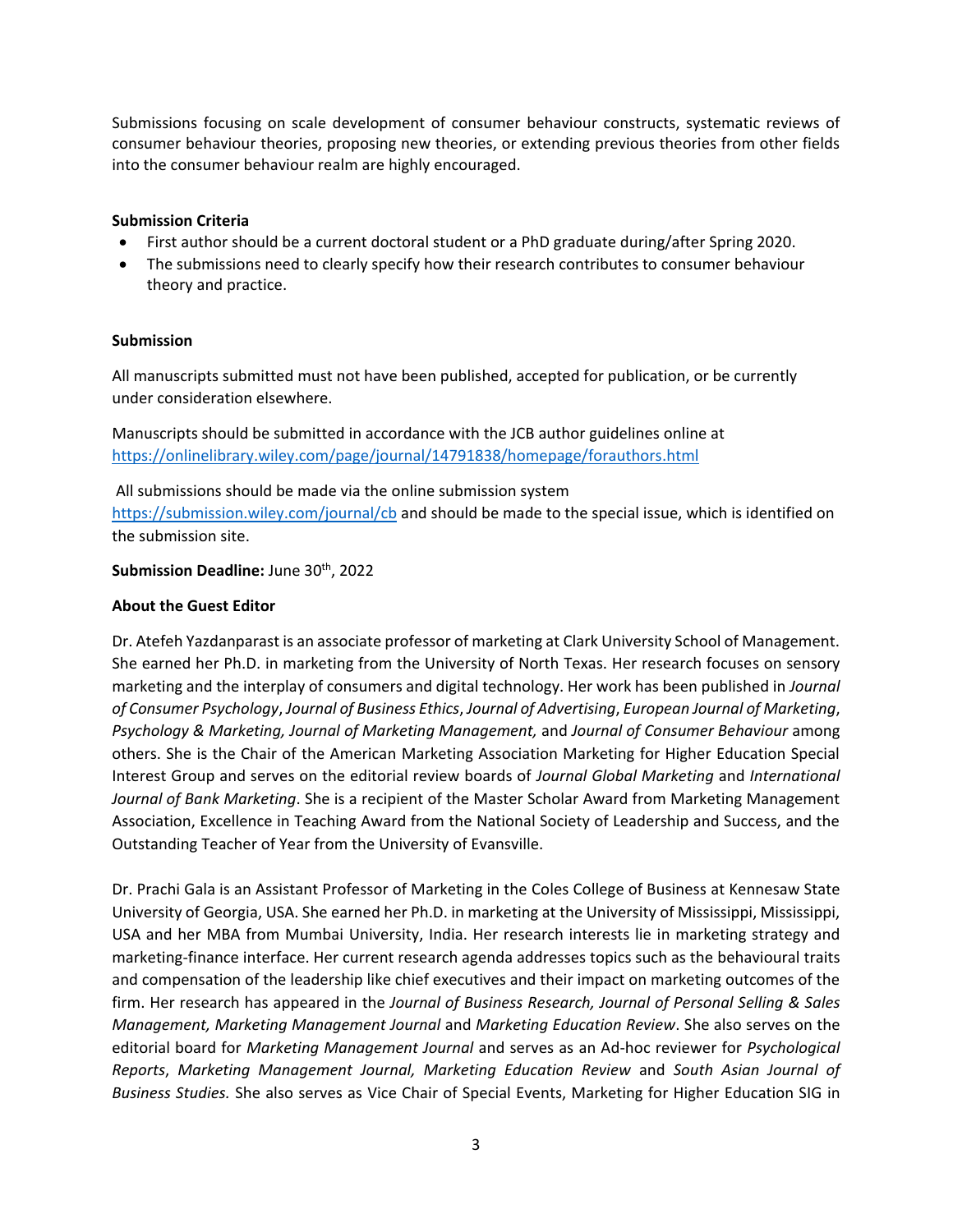Submissions focusing on scale development of consumer behaviour constructs, systematic reviews of consumer behaviour theories, proposing new theories, or extending previous theories from other fields into the consumer behaviour realm are highly encouraged.

**Submission Criteria**

- First author should be a current doctoral student or a PhD graduate during/after Spring 2020.
- The submissions need to clearly specify how their research contributes to consumer behaviour theory and practice.

**Submission**

All manuscripts submitted must not have been published, accepted for publication, or be currently under consideration elsewhere.

Manuscripts should be submitted in accordance with the JCB author guidelines online at https://onlinelibrary.wiley.com/page/journal/14791838/homepage/forauthors.html

All submissions should be made via the online submission system https://submission.wiley.com/journal/cb and should be made to the special issue, which is identified on the submission site.

**Submission Deadline:** June 30th, 2022

**About the Guest Editor**

Dr. Atefeh Yazdanparast is an associate professor of marketing at Clark University School of Management. She earned her Ph.D. in marketing from the University of North Texas. Her research focuses on sensory marketing and the interplay of consumers and digital technology. Her work has been published in *Journal of Consumer Psychology*, *Journal of Business Ethics*, *Journal of Advertising*, *European Journal of Marketing*, *Psychology & Marketing, Journal of Marketing Management,* and *Journal of Consumer Behaviour* among others. She is the Chair of the American Marketing Association Marketing for Higher Education Special Interest Group and serves on the editorial review boards of *Journal Global Marketing* and *International Journal of Bank Marketing*. She is a recipient of the Master Scholar Award from Marketing Management Association, Excellence in Teaching Award from the National Society of Leadership and Success, and the Outstanding Teacher of Year from the University of Evansville.

Dr. Prachi Gala is an Assistant Professor of Marketing in the Coles College of Business at Kennesaw State University of Georgia, USA. She earned her Ph.D. in marketing at the University of Mississippi, Mississippi, USA and her MBA from Mumbai University, India. Her research interests lie in marketing strategy and marketing-finance interface. Her current research agenda addresses topics such as the behavioural traits and compensation of the leadership like chief executives and their impact on marketing outcomes of the firm. Her research has appeared in the *Journal of Business Research, Journal of Personal Selling & Sales Management, Marketing Management Journal* and *Marketing Education Review*. She also serves on the editorial board for *Marketing Management Journal* and serves as an Ad-hoc reviewer for *Psychological Reports*, *Marketing Management Journal, Marketing Education Review* and *South Asian Journal of Business Studies.* She also serves as Vice Chair of Special Events, Marketing for Higher Education SIG in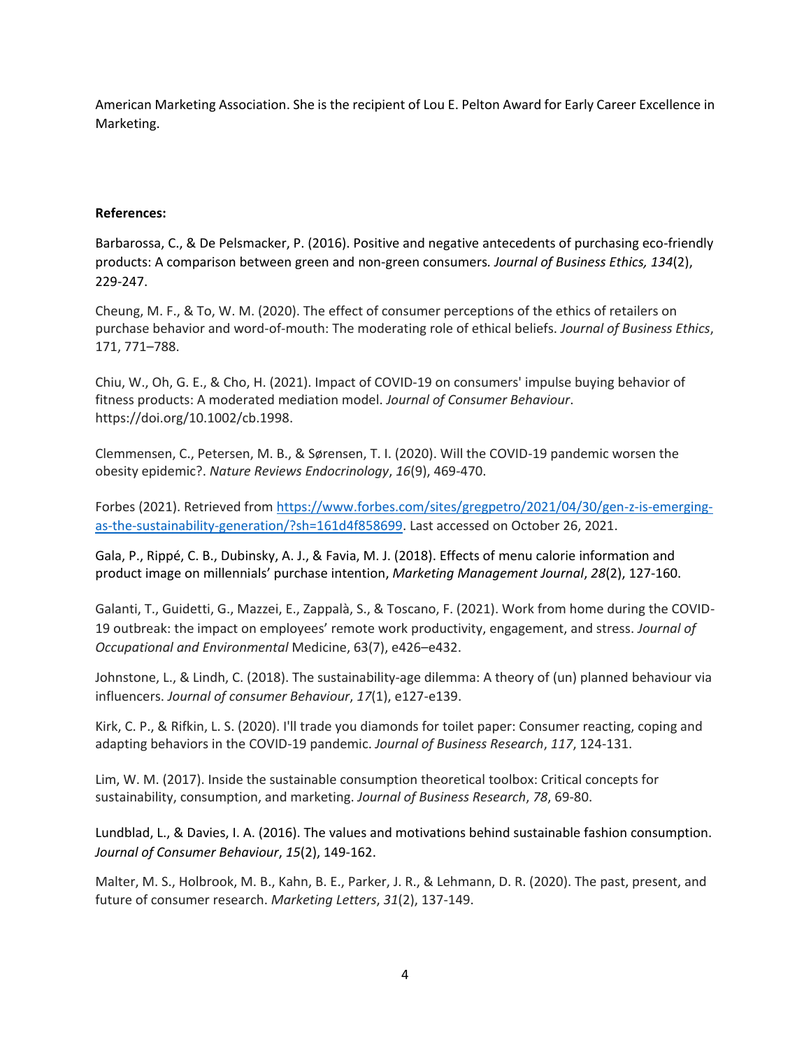American Marketing Association. She is the recipient of Lou E. Pelton Award for Early Career Excellence in Marketing.

**References:**

Barbarossa, C., & De Pelsmacker, P. (2016). Positive and negative antecedents of purchasing eco-friendly products: A comparison between green and non-green consumers. *Journal of Business Ethics, 134*(2), 229-247.

Cheung, M. F., & To, W. M. (2020). The effect of consumer perceptions of the ethics of retailers on purchase behavior and word-of-mouth: The moderating role of ethical beliefs. *Journal of Business Ethics*, 171, 771–788.

Chiu, W., Oh, G. E., & Cho, H. (2021). Impact of COVID-19 on consumers' impulse buying behavior of fitness products: A moderated mediation model. *Journal of Consumer Behaviour*. https://doi.org/10.1002/cb.1998.

Clemmensen, C., Petersen, M. B., & Sørensen, T. I. (2020). Will the COVID-19 pandemic worsen the obesity epidemic?. *Nature Reviews Endocrinology*, *16*(9), 469-470.

Forbes (2021). Retrieved from [https://www.forbes.com/sites/gregpetro/2021/04/30/gen-z-is-emerging-as-the-sustainability-generation/?sh=161d4f858699](https://www.forbes.com/sites/gregpetro/2021/04/30/gen-z-is-emerging-as-the-sustainability-generation/?sh=161d4f858699). Last accessed on October 26, 2021.

Gala, P., Rippé, C. B., Dubinsky, A. J., & Favia, M. J. (2018). Effects of menu calorie information and product image on millennials' purchase intention, *Marketing Management Journal*, *28*(2), 127-160.

Galanti, T., Guidetti, G., Mazzei, E., Zappalà, S., & Toscano, F. (2021). Work from home during the COVID-19 outbreak: the impact on employees' remote work productivity, engagement, and stress. *Journal of Occupational and Environmental* Medicine, 63(7), e426–e432.

Johnstone, L., & Lindh, C. (2018). The sustainability-age dilemma: A theory of (un) planned behaviour via influencers. *Journal of consumer Behaviour*, *17*(1), e127-e139.

Kirk, C. P., & Rifkin, L. S. (2020). I'll trade you diamonds for toilet paper: Consumer reacting, coping and adapting behaviors in the COVID-19 pandemic. *Journal of Business Research*, *117*, 124-131.

Lim, W. M. (2017). Inside the sustainable consumption theoretical toolbox: Critical concepts for sustainability, consumption, and marketing. *Journal of Business Research*, *78*, 69-80.

Lundblad, L., & Davies, I. A. (2016). The values and motivations behind sustainable fashion consumption. *Journal of Consumer Behaviour*, *15*(2), 149-162.

Malter, M. S., Holbrook, M. B., Kahn, B. E., Parker, J. R., & Lehmann, D. R. (2020). The past, present, and future of consumer research. *Marketing Letters*, *31*(2), 137-149.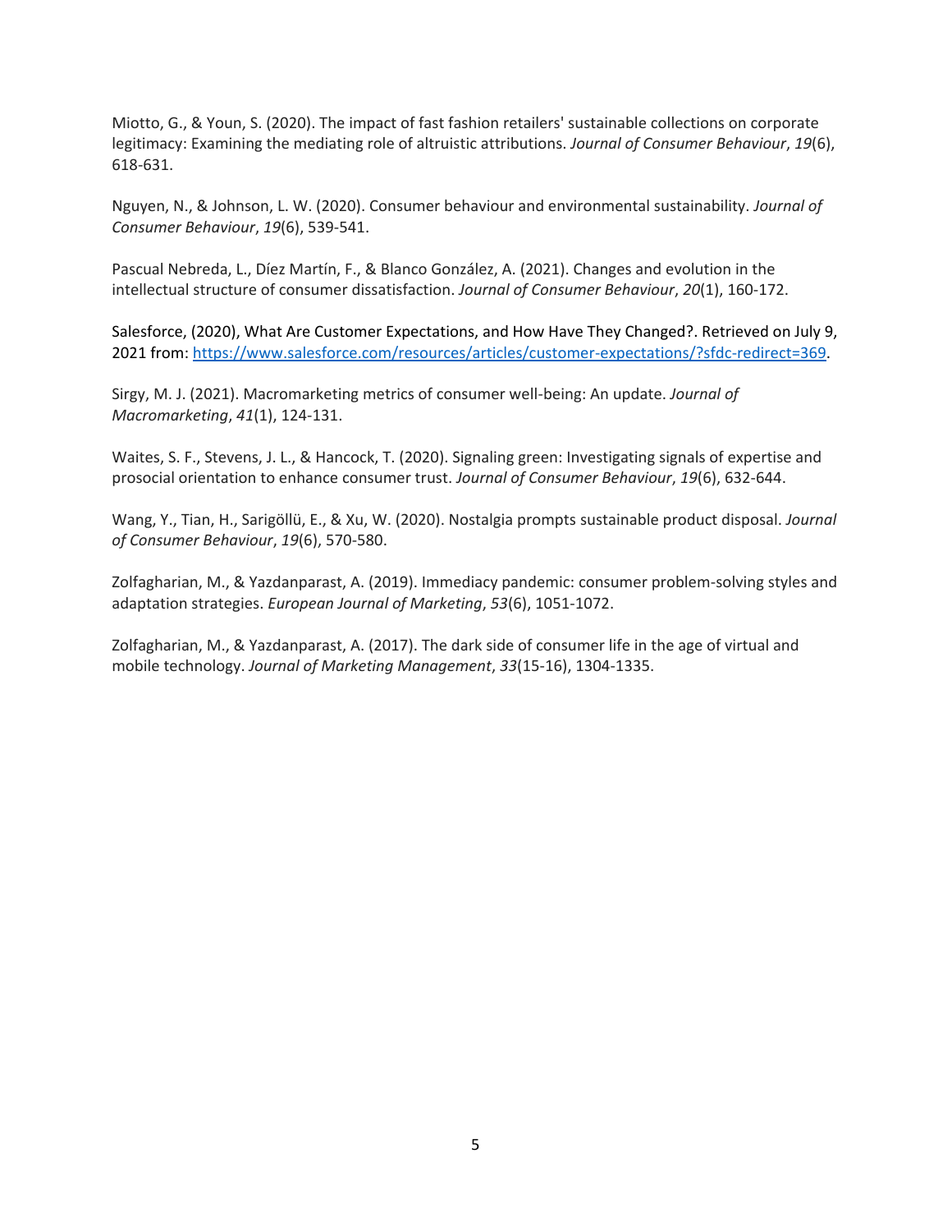Miotto, G., & Youn, S. (2020). The impact of fast fashion retailers' sustainable collections on corporate legitimacy: Examining the mediating role of altruistic attributions. *Journal of Consumer Behaviour*, *19*(6), 618-631.

Nguyen, N., & Johnson, L. W. (2020). Consumer behaviour and environmental sustainability. *Journal of Consumer Behaviour*, *19*(6), 539-541.

Pascual Nebreda, L., Díez Martín, F., & Blanco González, A. (2021). Changes and evolution in the intellectual structure of consumer dissatisfaction. *Journal of Consumer Behaviour*, *20*(1), 160-172.

Salesforce, (2020), What Are Customer Expectations, and How Have They Changed?. Retrieved on July 9, 2021 from: https://www.salesforce.com/resources/articles/customer-expectations/?sfdc-redirect=369.

Sirgy, M. J. (2021). Macromarketing metrics of consumer well-being: An update. *Journal of Macromarketing*, *41*(1), 124-131.

Waites, S. F., Stevens, J. L., & Hancock, T. (2020). Signaling green: Investigating signals of expertise and prosocial orientation to enhance consumer trust. *Journal of Consumer Behaviour*, *19*(6), 632-644.

Wang, Y., Tian, H., Sarigöllü, E., & Xu, W. (2020). Nostalgia prompts sustainable product disposal. *Journal of Consumer Behaviour*, *19*(6), 570-580.

Zolfagharian, M., & Yazdanparast, A. (2019). Immediacy pandemic: consumer problem-solving styles and adaptation strategies. *European Journal of Marketing*, *53*(6), 1051-1072.

Zolfagharian, M., & Yazdanparast, A. (2017). The dark side of consumer life in the age of virtual and mobile technology. *Journal of Marketing Management*, *33*(15-16), 1304-1335.